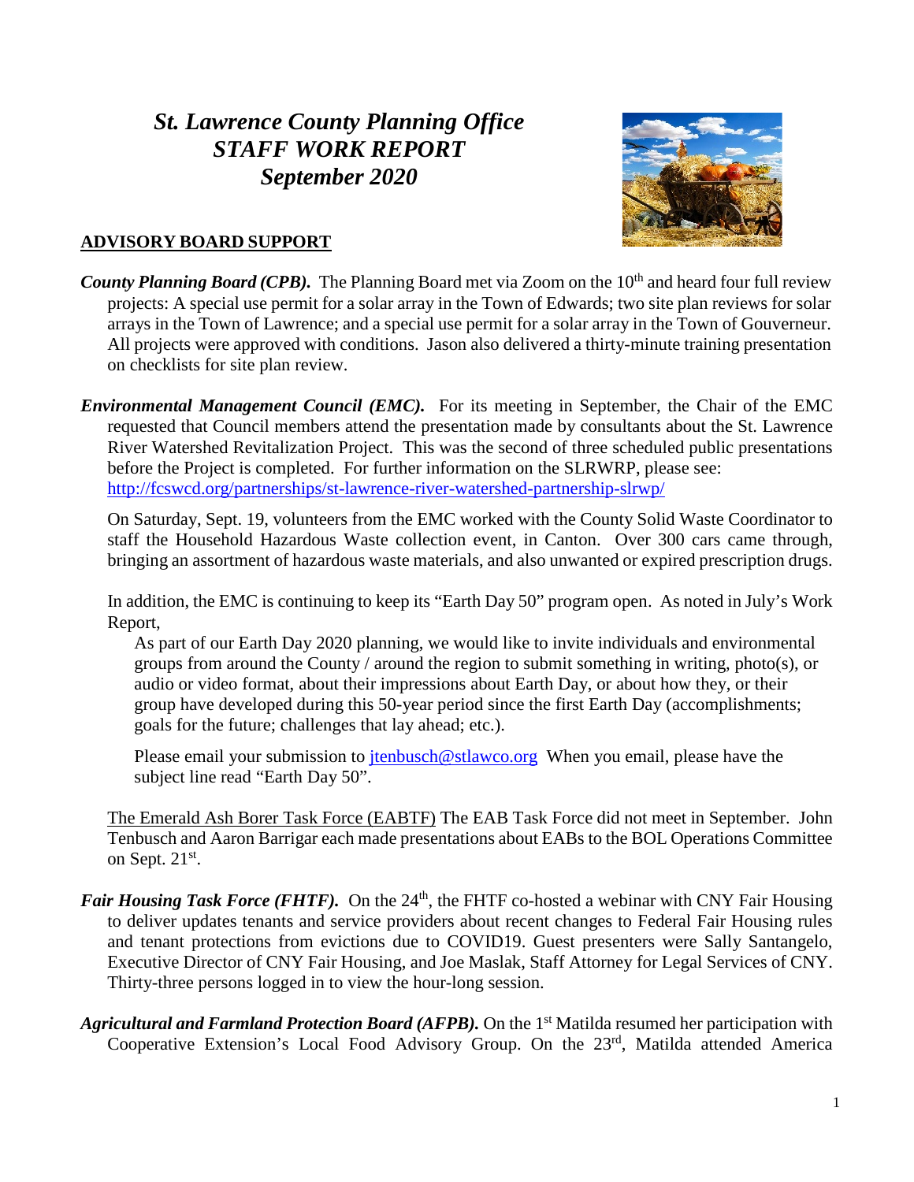# *St. Lawrence County Planning Office*
# *STAFF WORK REPORT*
# *September 2020*

## ADVISORY BOARD SUPPORT

***County Planning Board (CPB).*** The Planning Board met via Zoom on the 10th and heard four full review projects: A special use permit for a solar array in the Town of Edwards; two site plan reviews for solar arrays in the Town of Lawrence; and a special use permit for a solar array in the Town of Gouverneur. All projects were approved with conditions. Jason also delivered a thirty-minute training presentation on checklists for site plan review.

***Environmental Management Council (EMC).*** For its meeting in September, the Chair of the EMC requested that Council members attend the presentation made by consultants about the St. Lawrence River Watershed Revitalization Project. This was the second of three scheduled public presentations before the Project is completed. For further information on the SLRWRP, please see: http://fcswcd.org/partnerships/st-lawrence-river-watershed-partnership-slrwp/

On Saturday, Sept. 19, volunteers from the EMC worked with the County Solid Waste Coordinator to staff the Household Hazardous Waste collection event, in Canton. Over 300 cars came through, bringing an assortment of hazardous waste materials, and also unwanted or expired prescription drugs.

In addition, the EMC is continuing to keep its "Earth Day 50" program open. As noted in July's Work Report,

> As part of our Earth Day 2020 planning, we would like to invite individuals and environmental groups from around the County / around the region to submit something in writing, photo(s), or audio or video format, about their impressions about Earth Day, or about how they, or their group have developed during this 50-year period since the first Earth Day (accomplishments; goals for the future; challenges that lay ahead; etc.).
>
> Please email your submission to jtenbusch@stlawco.org When you email, please have the subject line read "Earth Day 50".

The Emerald Ash Borer Task Force (EABTF) The EAB Task Force did not meet in September. John Tenbusch and Aaron Barrigar each made presentations about EABs to the BOL Operations Committee on Sept. 21st.

***Fair Housing Task Force (FHTF).*** On the 24th, the FHTF co-hosted a webinar with CNY Fair Housing to deliver updates tenants and service providers about recent changes to Federal Fair Housing rules and tenant protections from evictions due to COVID19. Guest presenters were Sally Santangelo, Executive Director of CNY Fair Housing, and Joe Maslak, Staff Attorney for Legal Services of CNY. Thirty-three persons logged in to view the hour-long session.

***Agricultural and Farmland Protection Board (AFPB).*** On the 1st Matilda resumed her participation with Cooperative Extension's Local Food Advisory Group. On the 23rd, Matilda attended America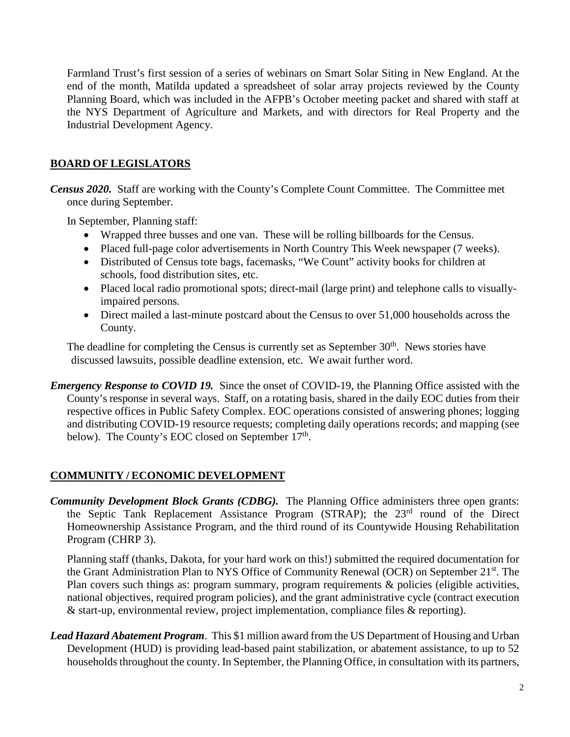Farmland Trust's first session of a series of webinars on Smart Solar Siting in New England. At the end of the month, Matilda updated a spreadsheet of solar array projects reviewed by the County Planning Board, which was included in the AFPB's October meeting packet and shared with staff at the NYS Department of Agriculture and Markets, and with directors for Real Property and the Industrial Development Agency.

## BOARD OF LEGISLATORS

***Census 2020.*** Staff are working with the County's Complete Count Committee. The Committee met once during September.

In September, Planning staff:

- Wrapped three busses and one van. These will be rolling billboards for the Census.
- Placed full-page color advertisements in North Country This Week newspaper (7 weeks).
- Distributed of Census tote bags, facemasks, "We Count" activity books for children at schools, food distribution sites, etc.
- Placed local radio promotional spots; direct-mail (large print) and telephone calls to visually-impaired persons.
- Direct mailed a last-minute postcard about the Census to over 51,000 households across the County.

The deadline for completing the Census is currently set as September 30th. News stories have discussed lawsuits, possible deadline extension, etc. We await further word.

***Emergency Response to COVID 19.*** Since the onset of COVID-19, the Planning Office assisted with the County's response in several ways. Staff, on a rotating basis, shared in the daily EOC duties from their respective offices in Public Safety Complex. EOC operations consisted of answering phones; logging and distributing COVID-19 resource requests; completing daily operations records; and mapping (see below). The County's EOC closed on September 17th.

## COMMUNITY / ECONOMIC DEVELOPMENT

***Community Development Block Grants (CDBG).*** The Planning Office administers three open grants: the Septic Tank Replacement Assistance Program (STRAP); the 23rd round of the Direct Homeownership Assistance Program, and the third round of its Countywide Housing Rehabilitation Program (CHRP 3).

Planning staff (thanks, Dakota, for your hard work on this!) submitted the required documentation for the Grant Administration Plan to NYS Office of Community Renewal (OCR) on September 21st. The Plan covers such things as: program summary, program requirements & policies (eligible activities, national objectives, required program policies), and the grant administrative cycle (contract execution & start-up, environmental review, project implementation, compliance files & reporting).

***Lead Hazard Abatement Program***. This $1 million award from the US Department of Housing and Urban Development (HUD) is providing lead-based paint stabilization, or abatement assistance, to up to 52 households throughout the county. In September, the Planning Office, in consultation with its partners,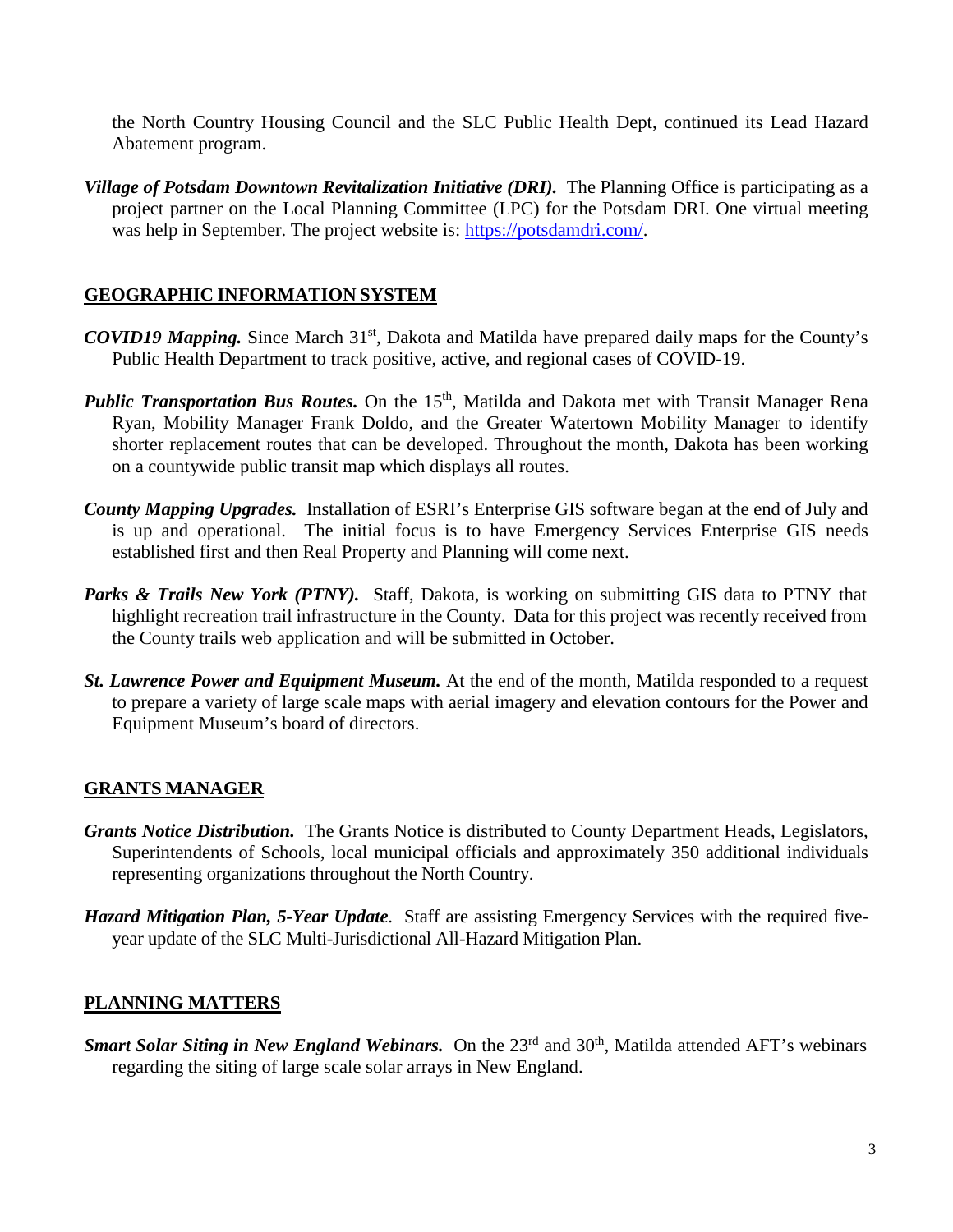the North Country Housing Council and the SLC Public Health Dept, continued its Lead Hazard Abatement program.

***Village of Potsdam Downtown Revitalization Initiative (DRI).*** The Planning Office is participating as a project partner on the Local Planning Committee (LPC) for the Potsdam DRI. One virtual meeting was help in September. The project website is: [https://potsdamdri.com/](https://potsdamdri.com/).

## GEOGRAPHIC INFORMATION SYSTEM

***COVID19 Mapping.*** Since March 31st, Dakota and Matilda have prepared daily maps for the County's Public Health Department to track positive, active, and regional cases of COVID-19.

***Public Transportation Bus Routes.*** On the 15th, Matilda and Dakota met with Transit Manager Rena Ryan, Mobility Manager Frank Doldo, and the Greater Watertown Mobility Manager to identify shorter replacement routes that can be developed. Throughout the month, Dakota has been working on a countywide public transit map which displays all routes.

***County Mapping Upgrades.*** Installation of ESRI's Enterprise GIS software began at the end of July and is up and operational. The initial focus is to have Emergency Services Enterprise GIS needs established first and then Real Property and Planning will come next.

***Parks & Trails New York (PTNY).*** Staff, Dakota, is working on submitting GIS data to PTNY that highlight recreation trail infrastructure in the County. Data for this project was recently received from the County trails web application and will be submitted in October.

***St. Lawrence Power and Equipment Museum.*** At the end of the month, Matilda responded to a request to prepare a variety of large scale maps with aerial imagery and elevation contours for the Power and Equipment Museum's board of directors.

## GRANTS MANAGER

***Grants Notice Distribution.*** The Grants Notice is distributed to County Department Heads, Legislators, Superintendents of Schools, local municipal officials and approximately 350 additional individuals representing organizations throughout the North Country.

***Hazard Mitigation Plan, 5-Year Update***. Staff are assisting Emergency Services with the required five-year update of the SLC Multi-Jurisdictional All-Hazard Mitigation Plan.

## PLANNING MATTERS

***Smart Solar Siting in New England Webinars.*** On the 23rd and 30th, Matilda attended AFT's webinars regarding the siting of large scale solar arrays in New England.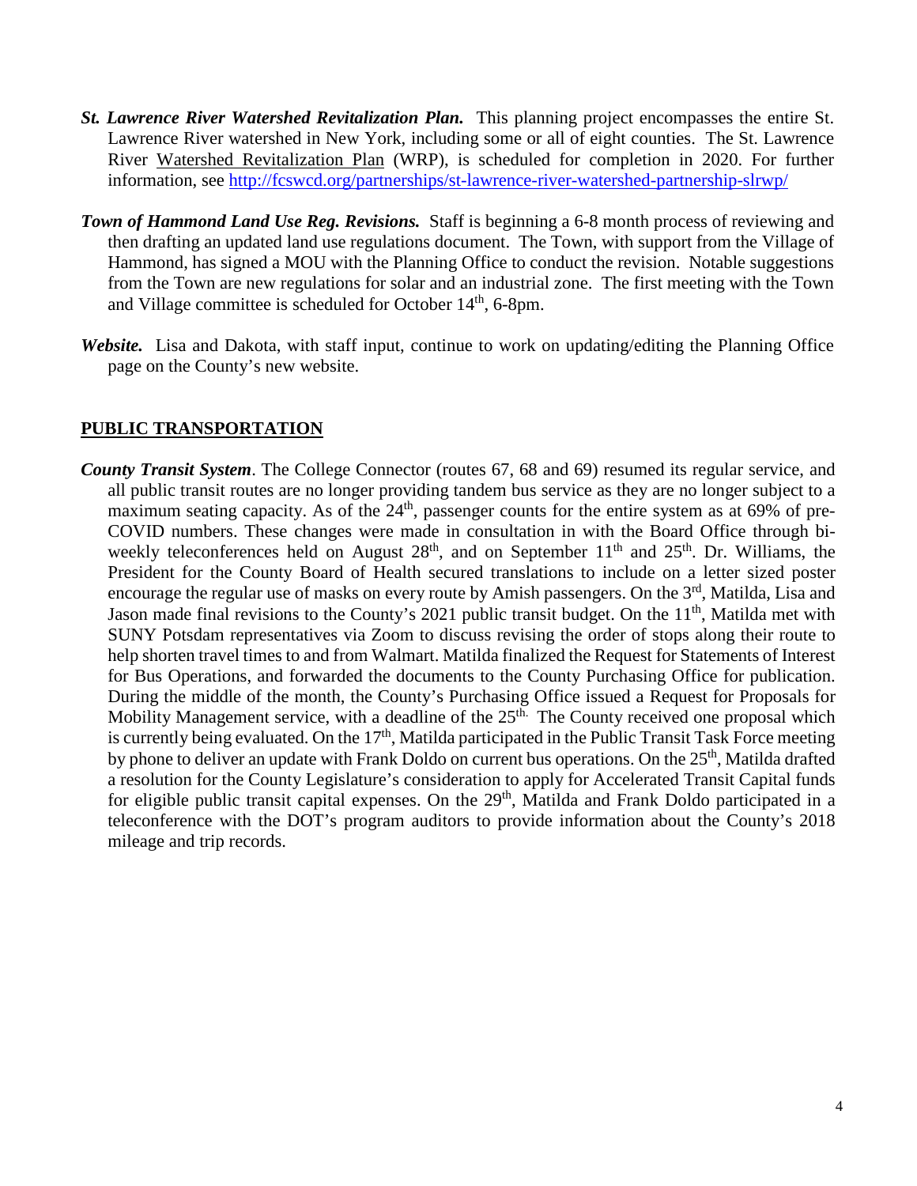***St. Lawrence River Watershed Revitalization Plan.*** This planning project encompasses the entire St. Lawrence River watershed in New York, including some or all of eight counties. The St. Lawrence River Watershed Revitalization Plan (WRP), is scheduled for completion in 2020. For further information, see http://fcswcd.org/partnerships/st-lawrence-river-watershed-partnership-slrwp/

***Town of Hammond Land Use Reg. Revisions.*** Staff is beginning a 6-8 month process of reviewing and then drafting an updated land use regulations document. The Town, with support from the Village of Hammond, has signed a MOU with the Planning Office to conduct the revision. Notable suggestions from the Town are new regulations for solar and an industrial zone. The first meeting with the Town and Village committee is scheduled for October 14th, 6-8pm.

***Website.*** Lisa and Dakota, with staff input, continue to work on updating/editing the Planning Office page on the County's new website.

## PUBLIC TRANSPORTATION

***County Transit System***. The College Connector (routes 67, 68 and 69) resumed its regular service, and all public transit routes are no longer providing tandem bus service as they are no longer subject to a maximum seating capacity. As of the 24th, passenger counts for the entire system as at 69% of pre-COVID numbers. These changes were made in consultation in with the Board Office through bi-weekly teleconferences held on August 28th, and on September 11th and 25th. Dr. Williams, the President for the County Board of Health secured translations to include on a letter sized poster encourage the regular use of masks on every route by Amish passengers. On the 3rd, Matilda, Lisa and Jason made final revisions to the County's 2021 public transit budget. On the 11th, Matilda met with SUNY Potsdam representatives via Zoom to discuss revising the order of stops along their route to help shorten travel times to and from Walmart. Matilda finalized the Request for Statements of Interest for Bus Operations, and forwarded the documents to the County Purchasing Office for publication. During the middle of the month, the County's Purchasing Office issued a Request for Proposals for Mobility Management service, with a deadline of the 25th. The County received one proposal which is currently being evaluated. On the 17th, Matilda participated in the Public Transit Task Force meeting by phone to deliver an update with Frank Doldo on current bus operations. On the 25th, Matilda drafted a resolution for the County Legislature's consideration to apply for Accelerated Transit Capital funds for eligible public transit capital expenses. On the 29th, Matilda and Frank Doldo participated in a teleconference with the DOT's program auditors to provide information about the County's 2018 mileage and trip records.